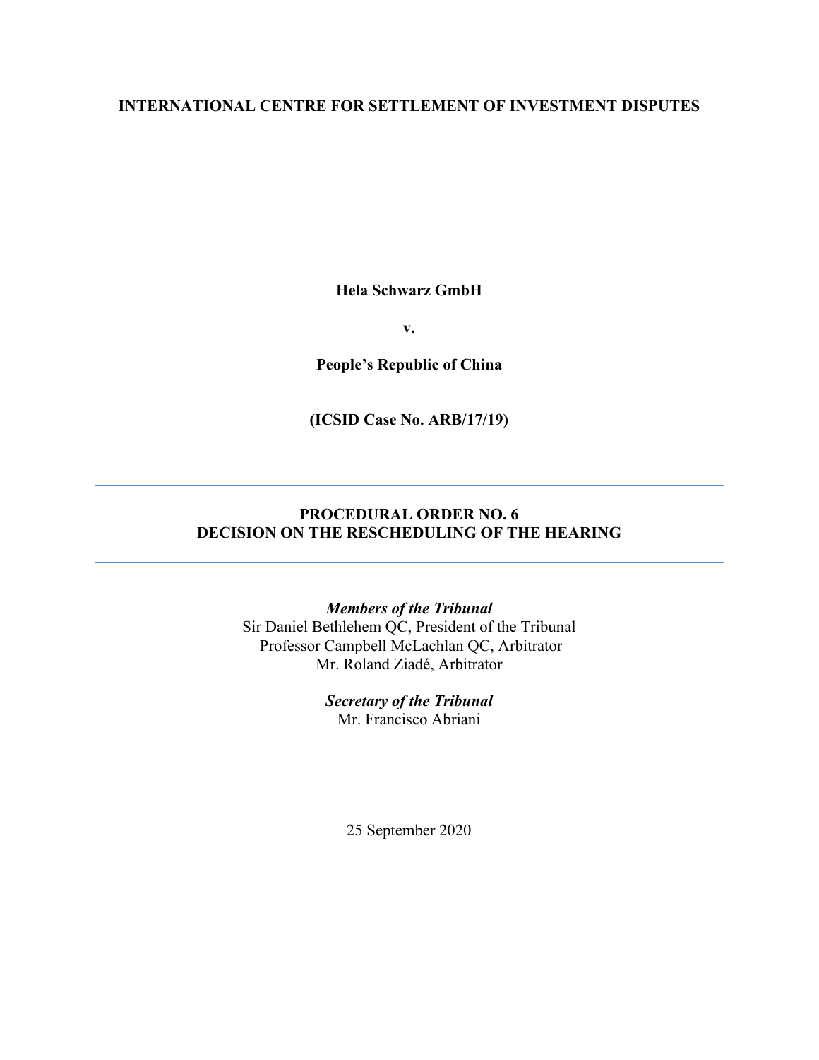**INTERNATIONAL CENTRE FOR SETTLEMENT OF INVESTMENT DISPUTES**

**Hela Schwarz GmbH**

**v.**

**People's Republic of China**

**(ICSID Case No. ARB/17/19)**

---

**PROCEDURAL ORDER NO. 6**
**DECISION ON THE RESCHEDULING OF THE HEARING**

---

***Members of the Tribunal***
Sir Daniel Bethlehem QC, President of the Tribunal
Professor Campbell McLachlan QC, Arbitrator
Mr. Roland Ziadé, Arbitrator

***Secretary of the Tribunal***
Mr. Francisco Abriani

25 September 2020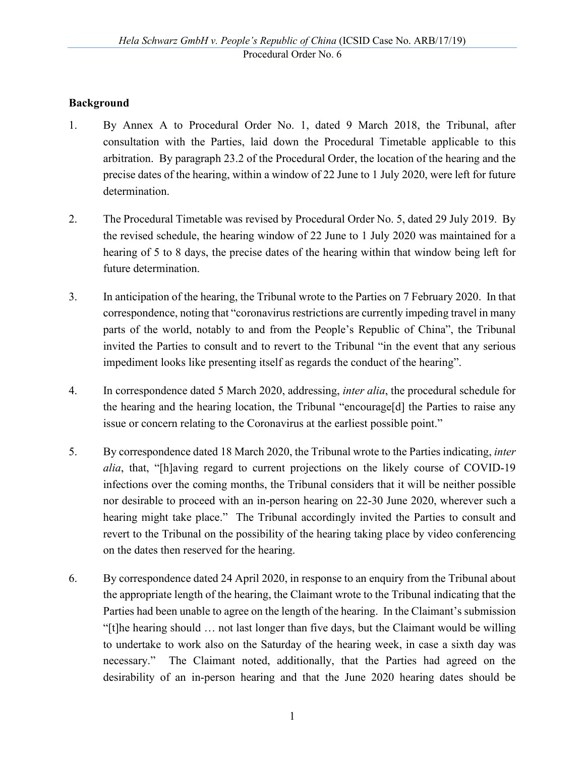## Background

1. By Annex A to Procedural Order No. 1, dated 9 March 2018, the Tribunal, after consultation with the Parties, laid down the Procedural Timetable applicable to this arbitration. By paragraph 23.2 of the Procedural Order, the location of the hearing and the precise dates of the hearing, within a window of 22 June to 1 July 2020, were left for future determination.

2. The Procedural Timetable was revised by Procedural Order No. 5, dated 29 July 2019. By the revised schedule, the hearing window of 22 June to 1 July 2020 was maintained for a hearing of 5 to 8 days, the precise dates of the hearing within that window being left for future determination.

3. In anticipation of the hearing, the Tribunal wrote to the Parties on 7 February 2020. In that correspondence, noting that "coronavirus restrictions are currently impeding travel in many parts of the world, notably to and from the People's Republic of China", the Tribunal invited the Parties to consult and to revert to the Tribunal "in the event that any serious impediment looks like presenting itself as regards the conduct of the hearing".

4. In correspondence dated 5 March 2020, addressing, *inter alia*, the procedural schedule for the hearing and the hearing location, the Tribunal "encourage[d] the Parties to raise any issue or concern relating to the Coronavirus at the earliest possible point."

5. By correspondence dated 18 March 2020, the Tribunal wrote to the Parties indicating, *inter alia*, that, "[h]aving regard to current projections on the likely course of COVID-19 infections over the coming months, the Tribunal considers that it will be neither possible nor desirable to proceed with an in-person hearing on 22-30 June 2020, wherever such a hearing might take place." The Tribunal accordingly invited the Parties to consult and revert to the Tribunal on the possibility of the hearing taking place by video conferencing on the dates then reserved for the hearing.

6. By correspondence dated 24 April 2020, in response to an enquiry from the Tribunal about the appropriate length of the hearing, the Claimant wrote to the Tribunal indicating that the Parties had been unable to agree on the length of the hearing. In the Claimant's submission "[t]he hearing should … not last longer than five days, but the Claimant would be willing to undertake to work also on the Saturday of the hearing week, in case a sixth day was necessary." The Claimant noted, additionally, that the Parties had agreed on the desirability of an in-person hearing and that the June 2020 hearing dates should be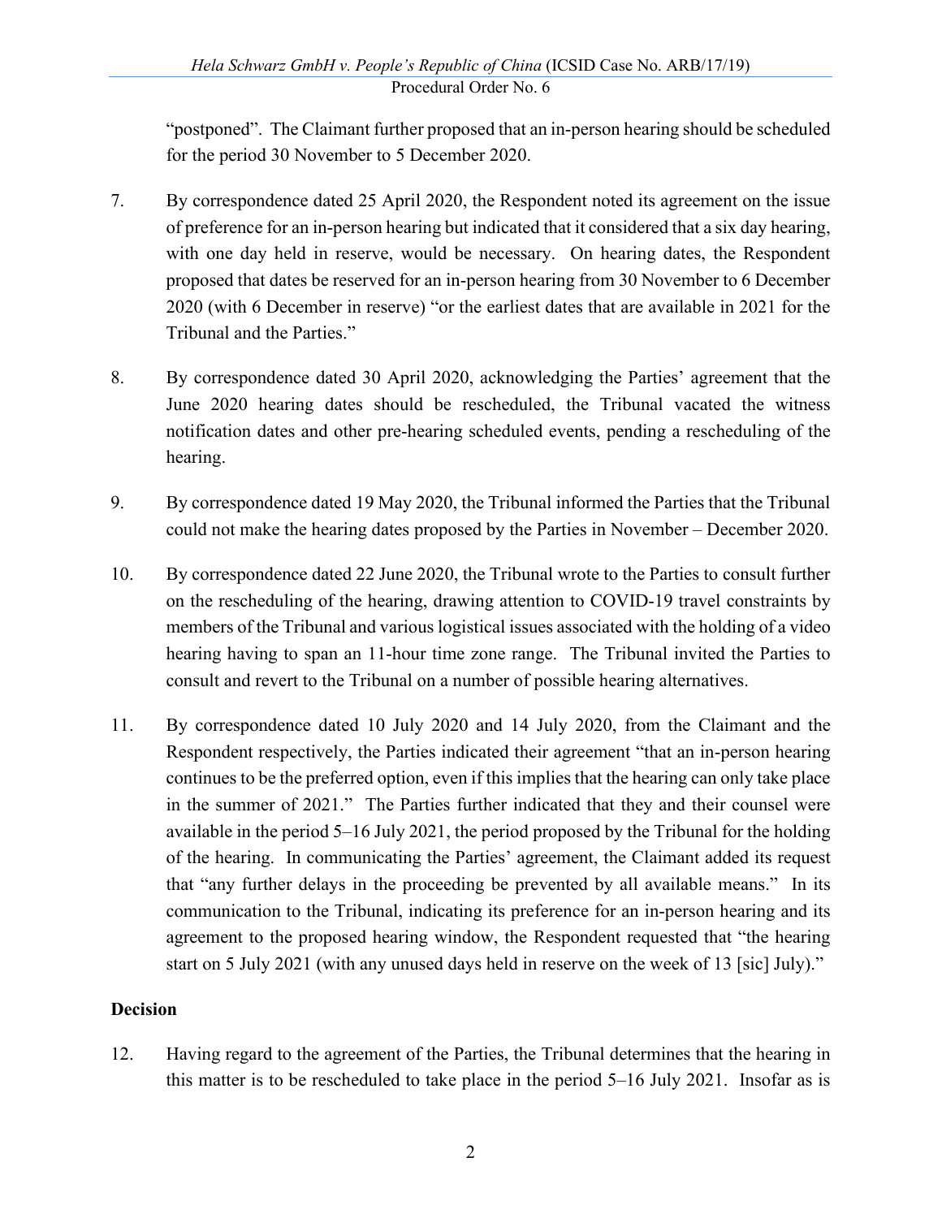"postponed". The Claimant further proposed that an in-person hearing should be scheduled for the period 30 November to 5 December 2020.

7. By correspondence dated 25 April 2020, the Respondent noted its agreement on the issue of preference for an in-person hearing but indicated that it considered that a six day hearing, with one day held in reserve, would be necessary. On hearing dates, the Respondent proposed that dates be reserved for an in-person hearing from 30 November to 6 December 2020 (with 6 December in reserve) "or the earliest dates that are available in 2021 for the Tribunal and the Parties."

8. By correspondence dated 30 April 2020, acknowledging the Parties' agreement that the June 2020 hearing dates should be rescheduled, the Tribunal vacated the witness notification dates and other pre-hearing scheduled events, pending a rescheduling of the hearing.

9. By correspondence dated 19 May 2020, the Tribunal informed the Parties that the Tribunal could not make the hearing dates proposed by the Parties in November – December 2020.

10. By correspondence dated 22 June 2020, the Tribunal wrote to the Parties to consult further on the rescheduling of the hearing, drawing attention to COVID-19 travel constraints by members of the Tribunal and various logistical issues associated with the holding of a video hearing having to span an 11-hour time zone range. The Tribunal invited the Parties to consult and revert to the Tribunal on a number of possible hearing alternatives.

11. By correspondence dated 10 July 2020 and 14 July 2020, from the Claimant and the Respondent respectively, the Parties indicated their agreement "that an in-person hearing continues to be the preferred option, even if this implies that the hearing can only take place in the summer of 2021." The Parties further indicated that they and their counsel were available in the period 5–16 July 2021, the period proposed by the Tribunal for the holding of the hearing. In communicating the Parties' agreement, the Claimant added its request that "any further delays in the proceeding be prevented by all available means." In its communication to the Tribunal, indicating its preference for an in-person hearing and its agreement to the proposed hearing window, the Respondent requested that "the hearing start on 5 July 2021 (with any unused days held in reserve on the week of 13 [sic] July)."

**Decision**

12. Having regard to the agreement of the Parties, the Tribunal determines that the hearing in this matter is to be rescheduled to take place in the period 5–16 July 2021. Insofar as is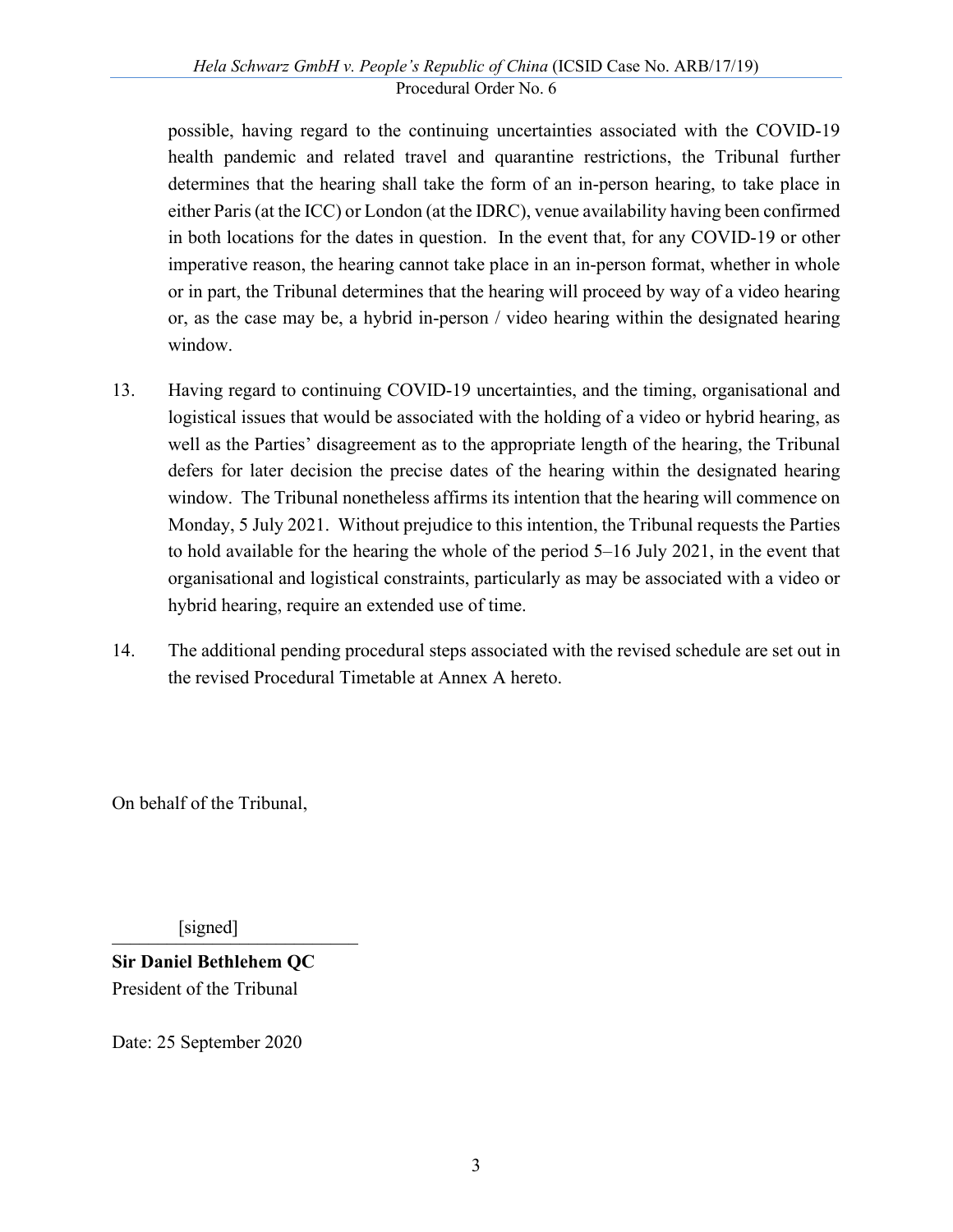possible, having regard to the continuing uncertainties associated with the COVID-19 health pandemic and related travel and quarantine restrictions, the Tribunal further determines that the hearing shall take the form of an in-person hearing, to take place in either Paris (at the ICC) or London (at the IDRC), venue availability having been confirmed in both locations for the dates in question. In the event that, for any COVID-19 or other imperative reason, the hearing cannot take place in an in-person format, whether in whole or in part, the Tribunal determines that the hearing will proceed by way of a video hearing or, as the case may be, a hybrid in-person / video hearing within the designated hearing window.

13. Having regard to continuing COVID-19 uncertainties, and the timing, organisational and logistical issues that would be associated with the holding of a video or hybrid hearing, as well as the Parties' disagreement as to the appropriate length of the hearing, the Tribunal defers for later decision the precise dates of the hearing within the designated hearing window. The Tribunal nonetheless affirms its intention that the hearing will commence on Monday, 5 July 2021. Without prejudice to this intention, the Tribunal requests the Parties to hold available for the hearing the whole of the period 5–16 July 2021, in the event that organisational and logistical constraints, particularly as may be associated with a video or hybrid hearing, require an extended use of time.

14. The additional pending procedural steps associated with the revised schedule are set out in the revised Procedural Timetable at Annex A hereto.

On behalf of the Tribunal,

[signed]

**Sir Daniel Bethlehem QC**
President of the Tribunal

Date: 25 September 2020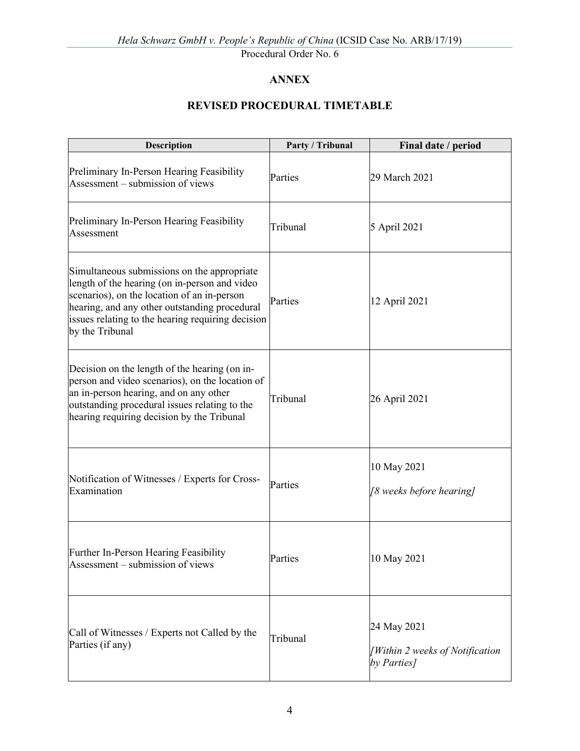## ANNEX

## REVISED PROCEDURAL TIMETABLE

| Description | Party / Tribunal | Final date / period |
|---|---|---|
| Preliminary In-Person Hearing Feasibility Assessment – submission of views | Parties | 29 March 2021 |
| Preliminary In-Person Hearing Feasibility Assessment | Tribunal | 5 April 2021 |
| Simultaneous submissions on the appropriate length of the hearing (on in-person and video scenarios), on the location of an in-person hearing, and any other outstanding procedural issues relating to the hearing requiring decision by the Tribunal | Parties | 12 April 2021 |
| Decision on the length of the hearing (on in-person and video scenarios), on the location of an in-person hearing, and on any other outstanding procedural issues relating to the hearing requiring decision by the Tribunal | Tribunal | 26 April 2021 |
| Notification of Witnesses / Experts for Cross-Examination | Parties | 10 May 2021<br>*[8 weeks before hearing]* |
| Further In-Person Hearing Feasibility Assessment – submission of views | Parties | 10 May 2021 |
| Call of Witnesses / Experts not Called by the Parties (if any) | Tribunal | 24 May 2021<br>*[Within 2 weeks of Notification by Parties]* |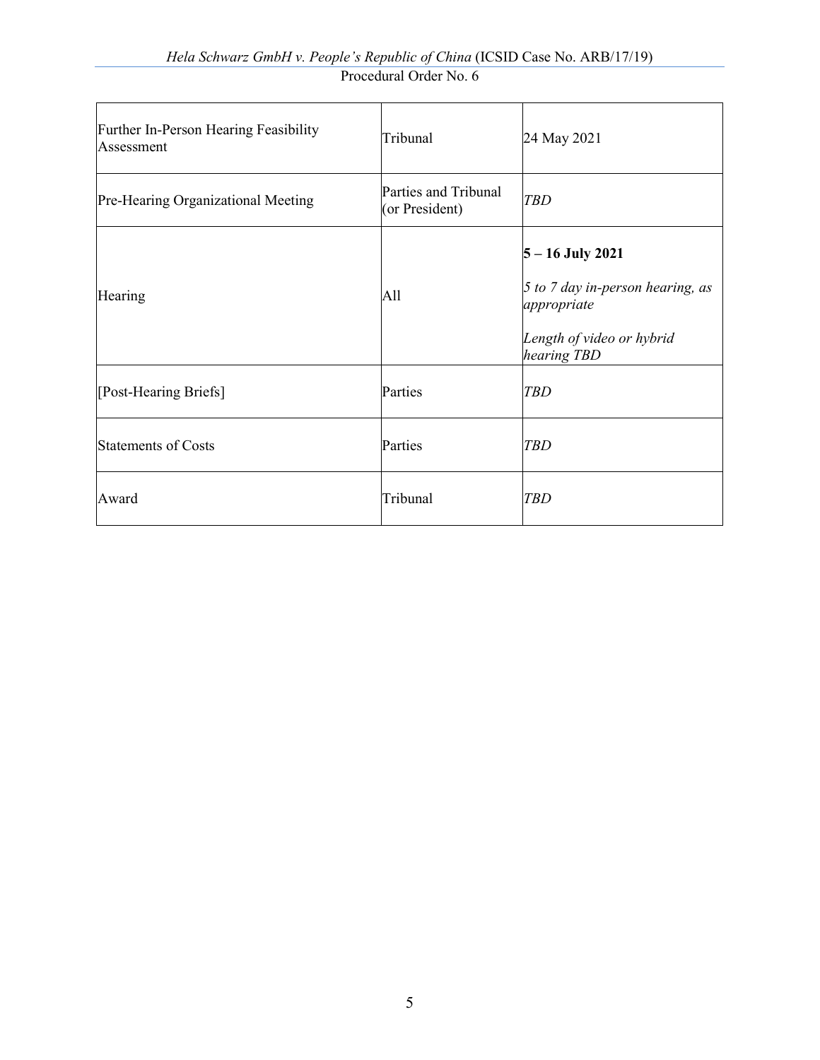| | | |
|---|---|---|
| Further In-Person Hearing Feasibility Assessment | Tribunal | 24 May 2021 |
| Pre-Hearing Organizational Meeting | Parties and Tribunal (or President) | *TBD* |
| Hearing | All | **5 – 16 July 2021**<br><br>*5 to 7 day in-person hearing, as appropriate*<br><br>*Length of video or hybrid hearing TBD* |
| [Post-Hearing Briefs] | Parties | *TBD* |
| Statements of Costs | Parties | *TBD* |
| Award | Tribunal | *TBD* |